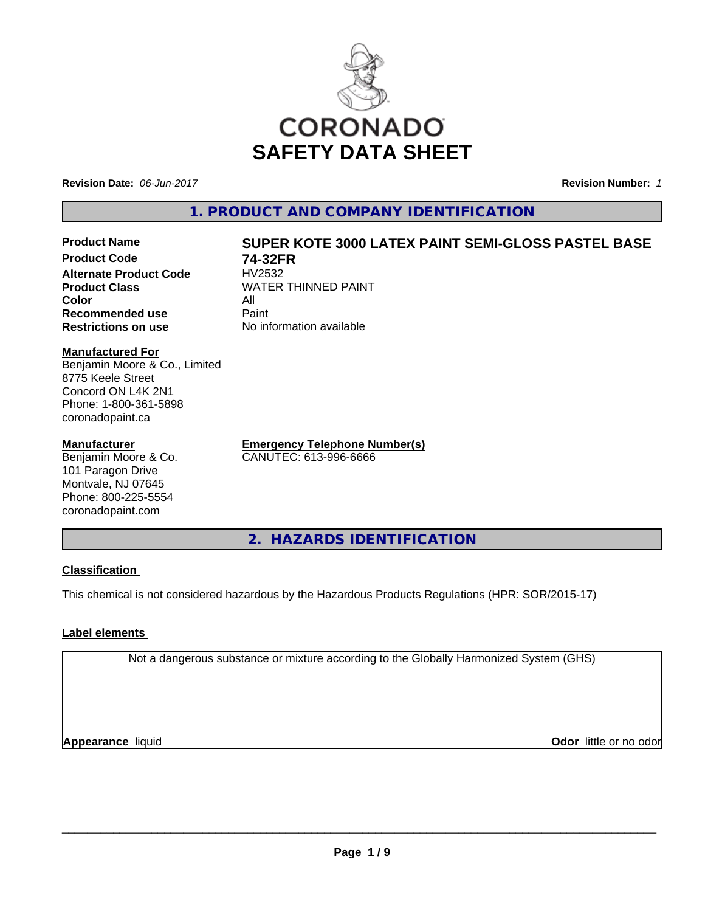CORONADO

# SAFETY DATA SHEET

**Revision Date:** *06-Jun-2017* **Revision Number:** *1*

## 1. PRODUCT AND COMPANY IDENTIFICATION

| | |
|---|---|
| **Product Name** | **SUPER KOTE 3000 LATEX PAINT SEMI-GLOSS PASTEL BASE** |
| **Product Code** | **74-32FR** |
| **Alternate Product Code** | HV2532 |
| **Product Class** | WATER THINNED PAINT |
| **Color** | All |
| **Recommended use** | Paint |
| **Restrictions on use** | No information available |

**Manufactured For**
Benjamin Moore & Co., Limited
8775 Keele Street
Concord ON L4K 2N1
Phone: 1-800-361-5898
coronadopaint.ca

**Manufacturer**
Benjamin Moore & Co.
101 Paragon Drive
Montvale, NJ 07645
Phone: 800-225-5554
coronadopaint.com

**Emergency Telephone Number(s)**
CANUTEC: 613-996-6666

## 2. HAZARDS IDENTIFICATION

**Classification**

This chemical is not considered hazardous by the Hazardous Products Regulations (HPR: SOR/2015-17)

**Label elements**

Not a dangerous substance or mixture according to the Globally Harmonized System (GHS)

**Appearance** liquid **Odor** little or no odor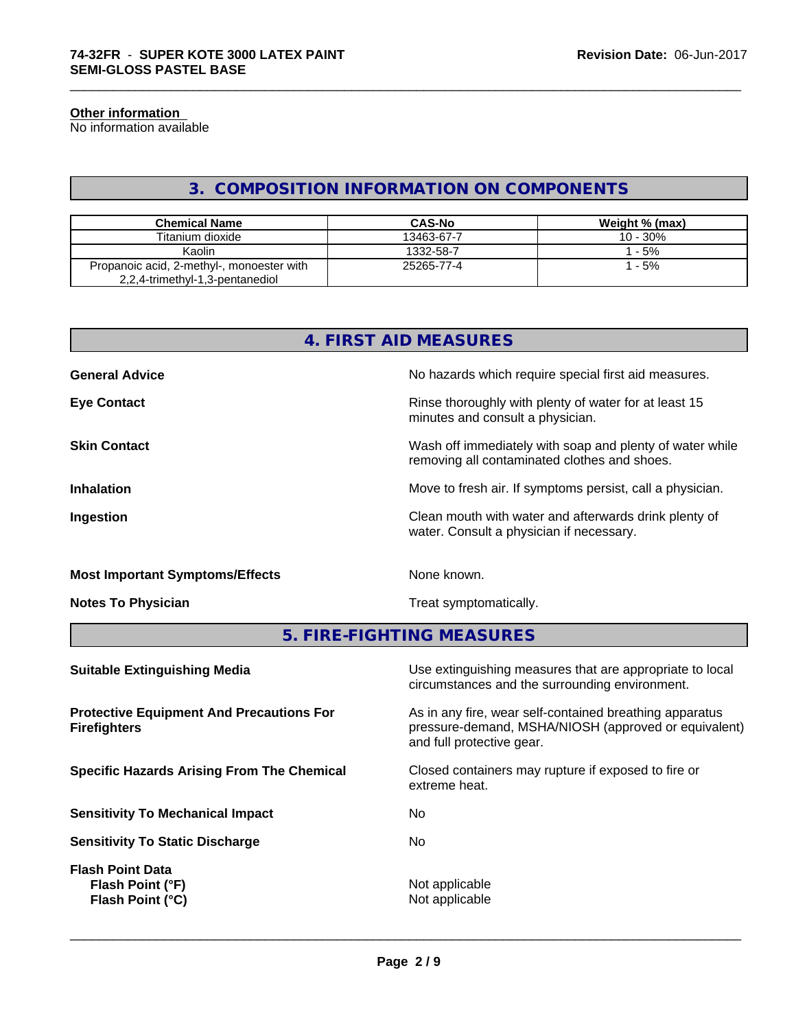**Other information**
No information available

## 3. COMPOSITION INFORMATION ON COMPONENTS

| Chemical Name | CAS-No | Weight % (max) |
|---|---|---|
| Titanium dioxide | 13463-67-7 | 10 - 30% |
| Kaolin | 1332-58-7 | 1 - 5% |
| Propanoic acid, 2-methyl-, monoester with 2,2,4-trimethyl-1,3-pentanediol | 25265-77-4 | 1 - 5% |

## 4. FIRST AID MEASURES

**General Advice** No hazards which require special first aid measures.

**Eye Contact** Rinse thoroughly with plenty of water for at least 15 minutes and consult a physician.

**Skin Contact** Wash off immediately with soap and plenty of water while removing all contaminated clothes and shoes.

**Inhalation** Move to fresh air. If symptoms persist, call a physician.

**Ingestion** Clean mouth with water and afterwards drink plenty of water. Consult a physician if necessary.

**Most Important Symptoms/Effects** None known.

**Notes To Physician** Treat symptomatically.

## 5. FIRE-FIGHTING MEASURES

**Suitable Extinguishing Media** Use extinguishing measures that are appropriate to local circumstances and the surrounding environment.

**Protective Equipment And Precautions For Firefighters** As in any fire, wear self-contained breathing apparatus pressure-demand, MSHA/NIOSH (approved or equivalent) and full protective gear.

**Specific Hazards Arising From The Chemical** Closed containers may rupture if exposed to fire or extreme heat.

**Sensitivity To Mechanical Impact** No

**Sensitivity To Static Discharge** No

**Flash Point Data**
**Flash Point (°F)** Not applicable
**Flash Point (°C)** Not applicable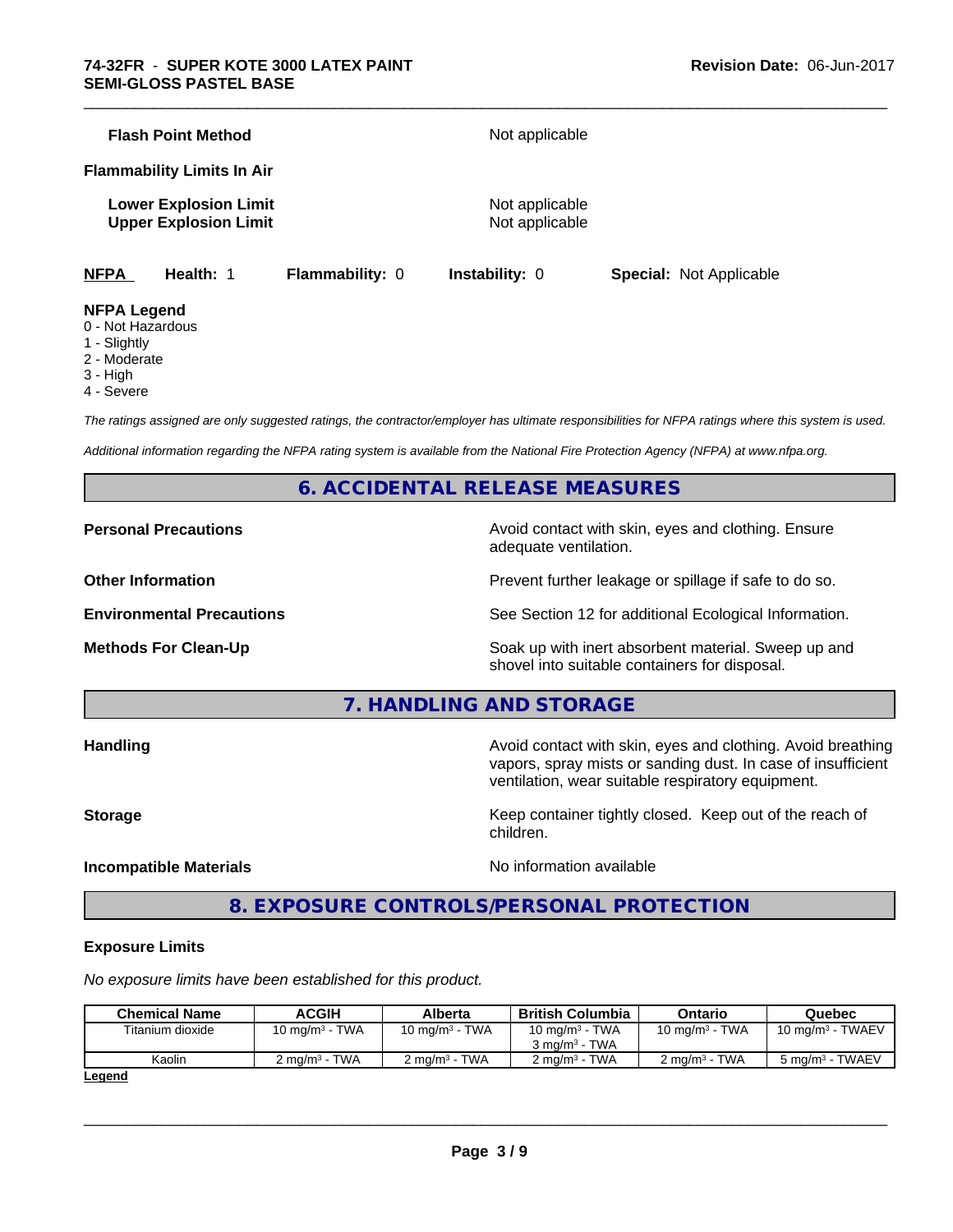**Flash Point Method** Not applicable

**Flammability Limits In Air**

**Lower Explosion Limit** Not applicable
**Upper Explosion Limit** Not applicable

**NFPA** **Health:** 1 **Flammability:** 0 **Instability:** 0 **Special:** Not Applicable

**NFPA Legend**
0 - Not Hazardous
1 - Slightly
2 - Moderate
3 - High
4 - Severe

*The ratings assigned are only suggested ratings, the contractor/employer has ultimate responsibilities for NFPA ratings where this system is used.*

*Additional information regarding the NFPA rating system is available from the National Fire Protection Agency (NFPA) at www.nfpa.org.*

## 6. ACCIDENTAL RELEASE MEASURES

**Personal Precautions** Avoid contact with skin, eyes and clothing. Ensure adequate ventilation.

**Other Information** Prevent further leakage or spillage if safe to do so.

**Environmental Precautions** See Section 12 for additional Ecological Information.

**Methods For Clean-Up** Soak up with inert absorbent material. Sweep up and shovel into suitable containers for disposal.

## 7. HANDLING AND STORAGE

**Handling** Avoid contact with skin, eyes and clothing. Avoid breathing vapors, spray mists or sanding dust. In case of insufficient ventilation, wear suitable respiratory equipment.

**Storage** Keep container tightly closed. Keep out of the reach of children.

**Incompatible Materials** No information available

## 8. EXPOSURE CONTROLS/PERSONAL PROTECTION

**Exposure Limits**

*No exposure limits have been established for this product.*

| Chemical Name | ACGIH | Alberta | British Columbia | Ontario | Quebec |
|---|---|---|---|---|---|
| Titanium dioxide | 10 mg/m³ - TWA | 10 mg/m³ - TWA | 10 mg/m³ - TWA<br>3 mg/m³ - TWA | 10 mg/m³ - TWA | 10 mg/m³ - TWAEV |
| Kaolin | 2 mg/m³ - TWA | 2 mg/m³ - TWA | 2 mg/m³ - TWA | 2 mg/m³ - TWA | 5 mg/m³ - TWAEV |

**Legend**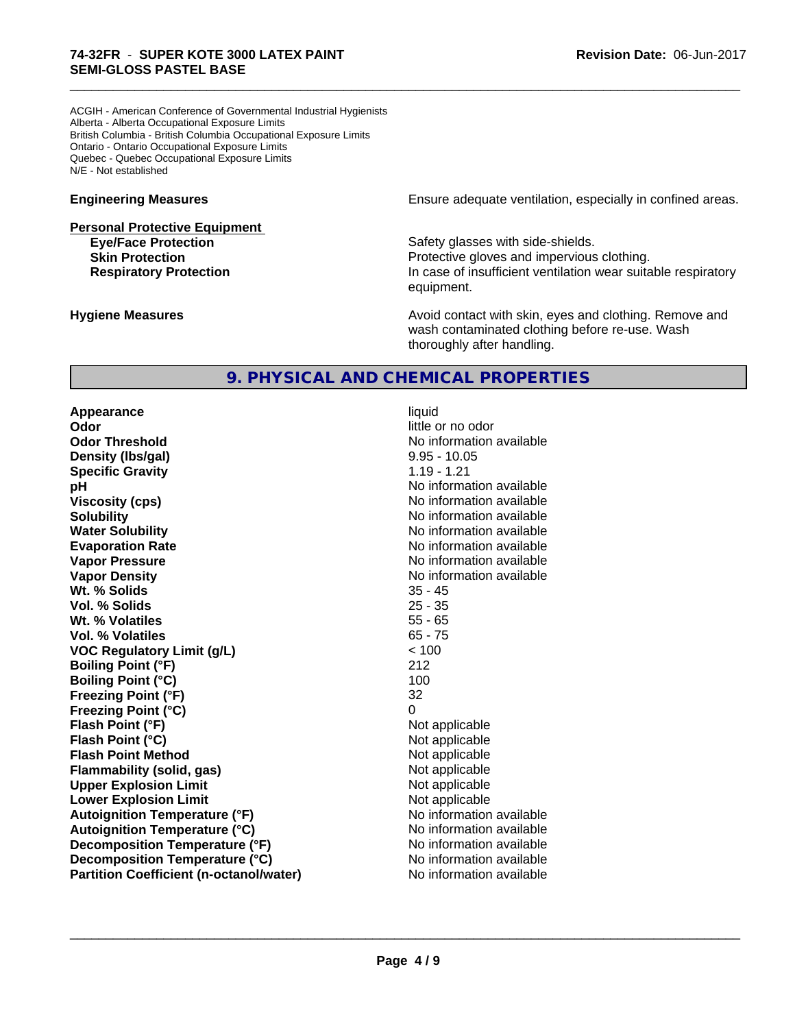ACGIH - American Conference of Governmental Industrial Hygienists
Alberta - Alberta Occupational Exposure Limits
British Columbia - British Columbia Occupational Exposure Limits
Ontario - Ontario Occupational Exposure Limits
Quebec - Quebec Occupational Exposure Limits
N/E - Not established

**Engineering Measures** Ensure adequate ventilation, especially in confined areas.

**Personal Protective Equipment**

| | |
|---|---|
| **Eye/Face Protection** | Safety glasses with side-shields. |
| **Skin Protection** | Protective gloves and impervious clothing. |
| **Respiratory Protection** | In case of insufficient ventilation wear suitable respiratory equipment. |

**Hygiene Measures** Avoid contact with skin, eyes and clothing. Remove and wash contaminated clothing before re-use. Wash thoroughly after handling.

## 9. PHYSICAL AND CHEMICAL PROPERTIES

| | |
|---|---|
| **Appearance** | liquid |
| **Odor** | little or no odor |
| **Odor Threshold** | No information available |
| **Density (lbs/gal)** | 9.95 - 10.05 |
| **Specific Gravity** | 1.19 - 1.21 |
| **pH** | No information available |
| **Viscosity (cps)** | No information available |
| **Solubility** | No information available |
| **Water Solubility** | No information available |
| **Evaporation Rate** | No information available |
| **Vapor Pressure** | No information available |
| **Vapor Density** | No information available |
| **Wt. % Solids** | 35 - 45 |
| **Vol. % Solids** | 25 - 35 |
| **Wt. % Volatiles** | 55 - 65 |
| **Vol. % Volatiles** | 65 - 75 |
| **VOC Regulatory Limit (g/L)** | < 100 |
| **Boiling Point (°F)** | 212 |
| **Boiling Point (°C)** | 100 |
| **Freezing Point (°F)** | 32 |
| **Freezing Point (°C)** | 0 |
| **Flash Point (°F)** | Not applicable |
| **Flash Point (°C)** | Not applicable |
| **Flash Point Method** | Not applicable |
| **Flammability (solid, gas)** | Not applicable |
| **Upper Explosion Limit** | Not applicable |
| **Lower Explosion Limit** | Not applicable |
| **Autoignition Temperature (°F)** | No information available |
| **Autoignition Temperature (°C)** | No information available |
| **Decomposition Temperature (°F)** | No information available |
| **Decomposition Temperature (°C)** | No information available |
| **Partition Coefficient (n-octanol/water)** | No information available |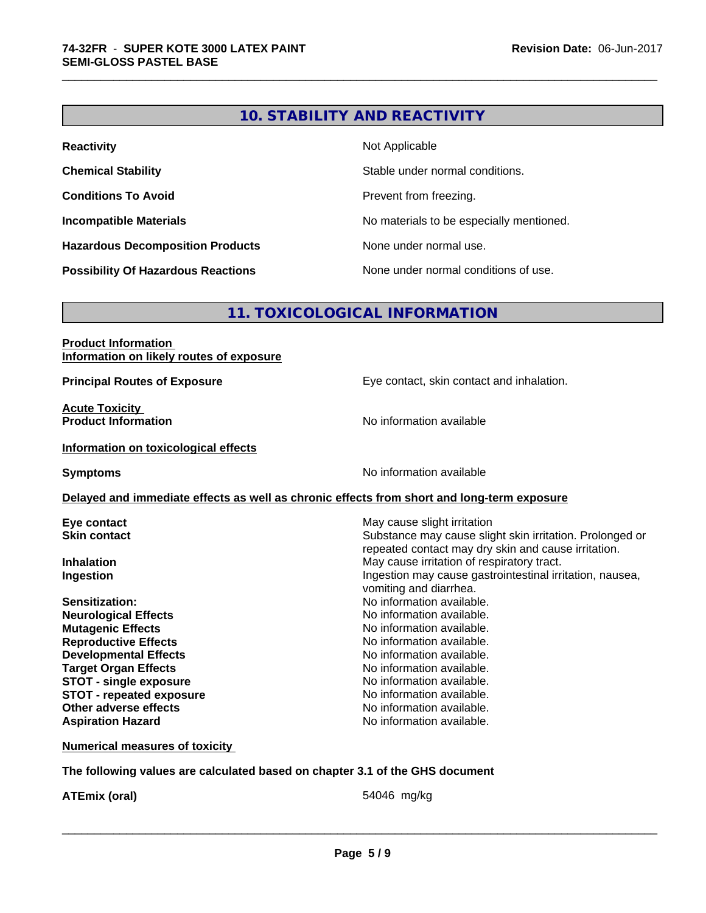## 10. STABILITY AND REACTIVITY

| | |
|---|---|
| **Reactivity** | Not Applicable |
| **Chemical Stability** | Stable under normal conditions. |
| **Conditions To Avoid** | Prevent from freezing. |
| **Incompatible Materials** | No materials to be especially mentioned. |
| **Hazardous Decomposition Products** | None under normal use. |
| **Possibility Of Hazardous Reactions** | None under normal conditions of use. |

## 11. TOXICOLOGICAL INFORMATION

**Product Information**
**Information on likely routes of exposure**

**Principal Routes of Exposure** — Eye contact, skin contact and inhalation.

**Acute Toxicity**
**Product Information** — No information available

**Information on toxicological effects**

**Symptoms** — No information available

**Delayed and immediate effects as well as chronic effects from short and long-term exposure**

| | |
|---|---|
| **Eye contact** | May cause slight irritation |
| **Skin contact** | Substance may cause slight skin irritation. Prolonged or repeated contact may dry skin and cause irritation. |
| **Inhalation** | May cause irritation of respiratory tract. |
| **Ingestion** | Ingestion may cause gastrointestinal irritation, nausea, vomiting and diarrhea. |
| **Sensitization:** | No information available. |
| **Neurological Effects** | No information available. |
| **Mutagenic Effects** | No information available. |
| **Reproductive Effects** | No information available. |
| **Developmental Effects** | No information available. |
| **Target Organ Effects** | No information available. |
| **STOT - single exposure** | No information available. |
| **STOT - repeated exposure** | No information available. |
| **Other adverse effects** | No information available. |
| **Aspiration Hazard** | No information available. |

**Numerical measures of toxicity**

**The following values are calculated based on chapter 3.1 of the GHS document**

**ATEmix (oral)** — 54046 mg/kg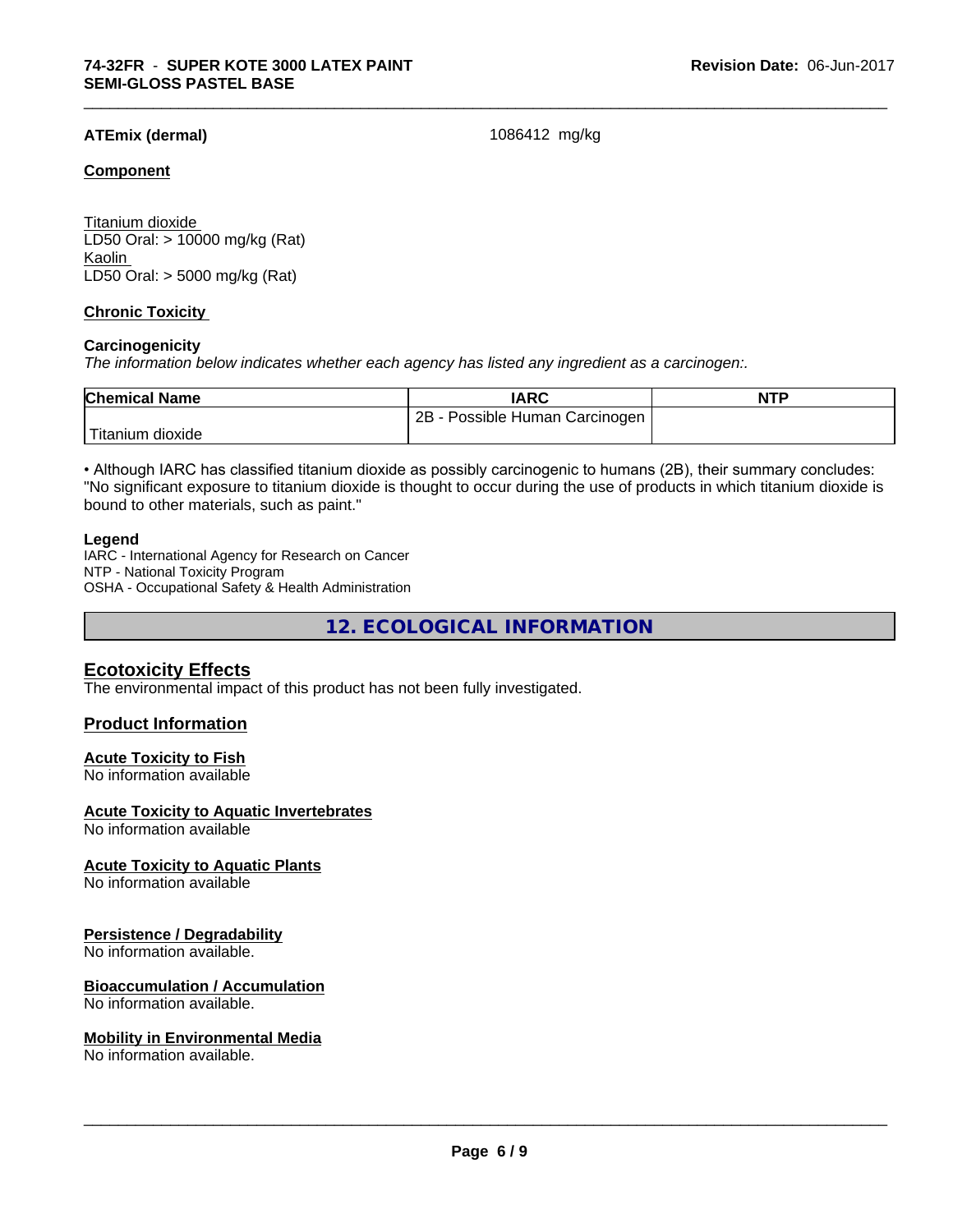**ATEmix (dermal)** 1086412 mg/kg

**Component**

Titanium dioxide
LD50 Oral: > 10000 mg/kg (Rat)
Kaolin
LD50 Oral: > 5000 mg/kg (Rat)

**Chronic Toxicity**

**Carcinogenicity**

*The information below indicates whether each agency has listed any ingredient as a carcinogen:.*

| Chemical Name | IARC | NTP |
|---|---|---|
| Titanium dioxide | 2B - Possible Human Carcinogen | |

• Although IARC has classified titanium dioxide as possibly carcinogenic to humans (2B), their summary concludes: "No significant exposure to titanium dioxide is thought to occur during the use of products in which titanium dioxide is bound to other materials, such as paint."

**Legend**

IARC - International Agency for Research on Cancer
NTP - National Toxicity Program
OSHA - Occupational Safety & Health Administration

## 12. ECOLOGICAL INFORMATION

### Ecotoxicity Effects

The environmental impact of this product has not been fully investigated.

### Product Information

**Acute Toxicity to Fish**
No information available

**Acute Toxicity to Aquatic Invertebrates**
No information available

**Acute Toxicity to Aquatic Plants**
No information available

**Persistence / Degradability**
No information available.

**Bioaccumulation / Accumulation**
No information available.

**Mobility in Environmental Media**
No information available.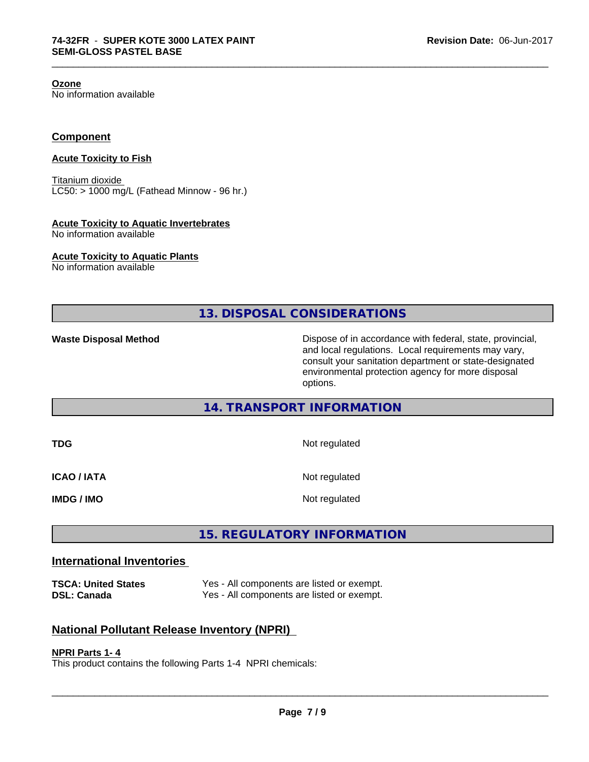**Ozone**
No information available

## Component

**Acute Toxicity to Fish**

Titanium dioxide
LC50: > 1000 mg/L (Fathead Minnow - 96 hr.)

**Acute Toxicity to Aquatic Invertebrates**
No information available

**Acute Toxicity to Aquatic Plants**
No information available

## 13. DISPOSAL CONSIDERATIONS

| | |
|---|---|
| **Waste Disposal Method** | Dispose of in accordance with federal, state, provincial, and local regulations. Local requirements may vary, consult your sanitation department or state-designated environmental protection agency for more disposal options. |

## 14. TRANSPORT INFORMATION

| | |
|---|---|
| **TDG** | Not regulated |
| **ICAO / IATA** | Not regulated |
| **IMDG / IMO** | Not regulated |

## 15. REGULATORY INFORMATION

## International Inventories

| | |
|---|---|
| **TSCA: United States** | Yes - All components are listed or exempt. |
| **DSL: Canada** | Yes - All components are listed or exempt. |

## National Pollutant Release Inventory (NPRI)

**NPRI Parts 1- 4**
This product contains the following Parts 1-4 NPRI chemicals: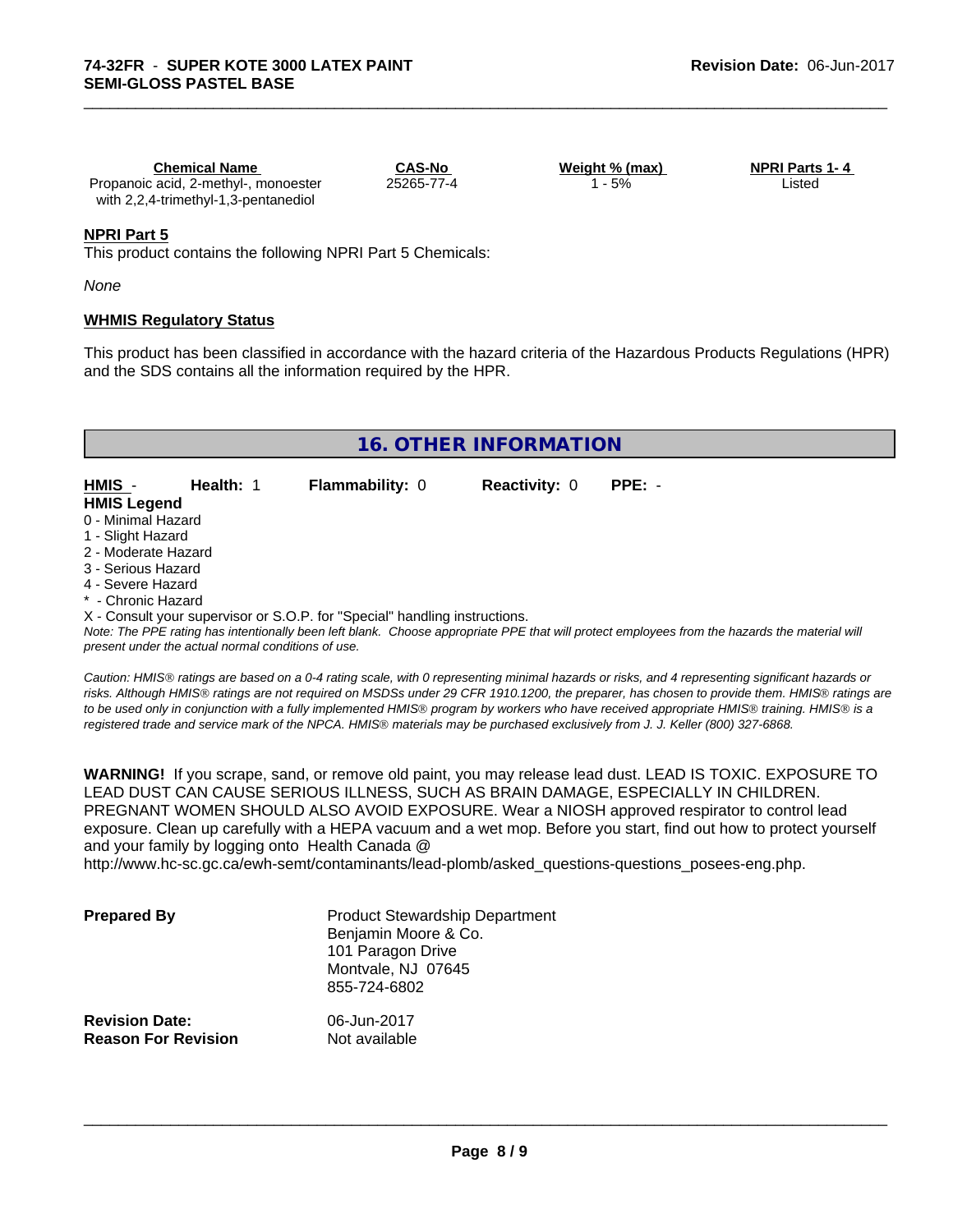| Chemical Name | CAS-No | Weight % (max) | NPRI Parts 1- 4 |
|---|---|---|---|
| Propanoic acid, 2-methyl-, monoester with 2,2,4-trimethyl-1,3-pentanediol | 25265-77-4 | 1 - 5% | Listed |

**NPRI Part 5**

This product contains the following NPRI Part 5 Chemicals:

*None*

**WHMIS Regulatory Status**

This product has been classified in accordance with the hazard criteria of the Hazardous Products Regulations (HPR) and the SDS contains all the information required by the HPR.

## 16. OTHER INFORMATION

**HMIS** - **Health:** 1 **Flammability:** 0 **Reactivity:** 0 **PPE:** -

**HMIS Legend**

0 - Minimal Hazard
1 - Slight Hazard
2 - Moderate Hazard
3 - Serious Hazard
4 - Severe Hazard
* - Chronic Hazard
X - Consult your supervisor or S.O.P. for "Special" handling instructions.

*Note: The PPE rating has intentionally been left blank. Choose appropriate PPE that will protect employees from the hazards the material will present under the actual normal conditions of use.*

*Caution: HMIS® ratings are based on a 0-4 rating scale, with 0 representing minimal hazards or risks, and 4 representing significant hazards or risks. Although HMIS® ratings are not required on MSDSs under 29 CFR 1910.1200, the preparer, has chosen to provide them. HMIS® ratings are to be used only in conjunction with a fully implemented HMIS® program by workers who have received appropriate HMIS® training. HMIS® is a registered trade and service mark of the NPCA. HMIS® materials may be purchased exclusively from J. J. Keller (800) 327-6868.*

**WARNING!** If you scrape, sand, or remove old paint, you may release lead dust. LEAD IS TOXIC. EXPOSURE TO LEAD DUST CAN CAUSE SERIOUS ILLNESS, SUCH AS BRAIN DAMAGE, ESPECIALLY IN CHILDREN. PREGNANT WOMEN SHOULD ALSO AVOID EXPOSURE. Wear a NIOSH approved respirator to control lead exposure. Clean up carefully with a HEPA vacuum and a wet mop. Before you start, find out how to protect yourself and your family by logging onto Health Canada @ http://www.hc-sc.gc.ca/ewh-semt/contaminants/lead-plomb/asked_questions-questions_posees-eng.php.

**Prepared By**
Product Stewardship Department
Benjamin Moore & Co.
101 Paragon Drive
Montvale, NJ 07645
855-724-6802

**Revision Date:** 06-Jun-2017
**Reason For Revision** Not available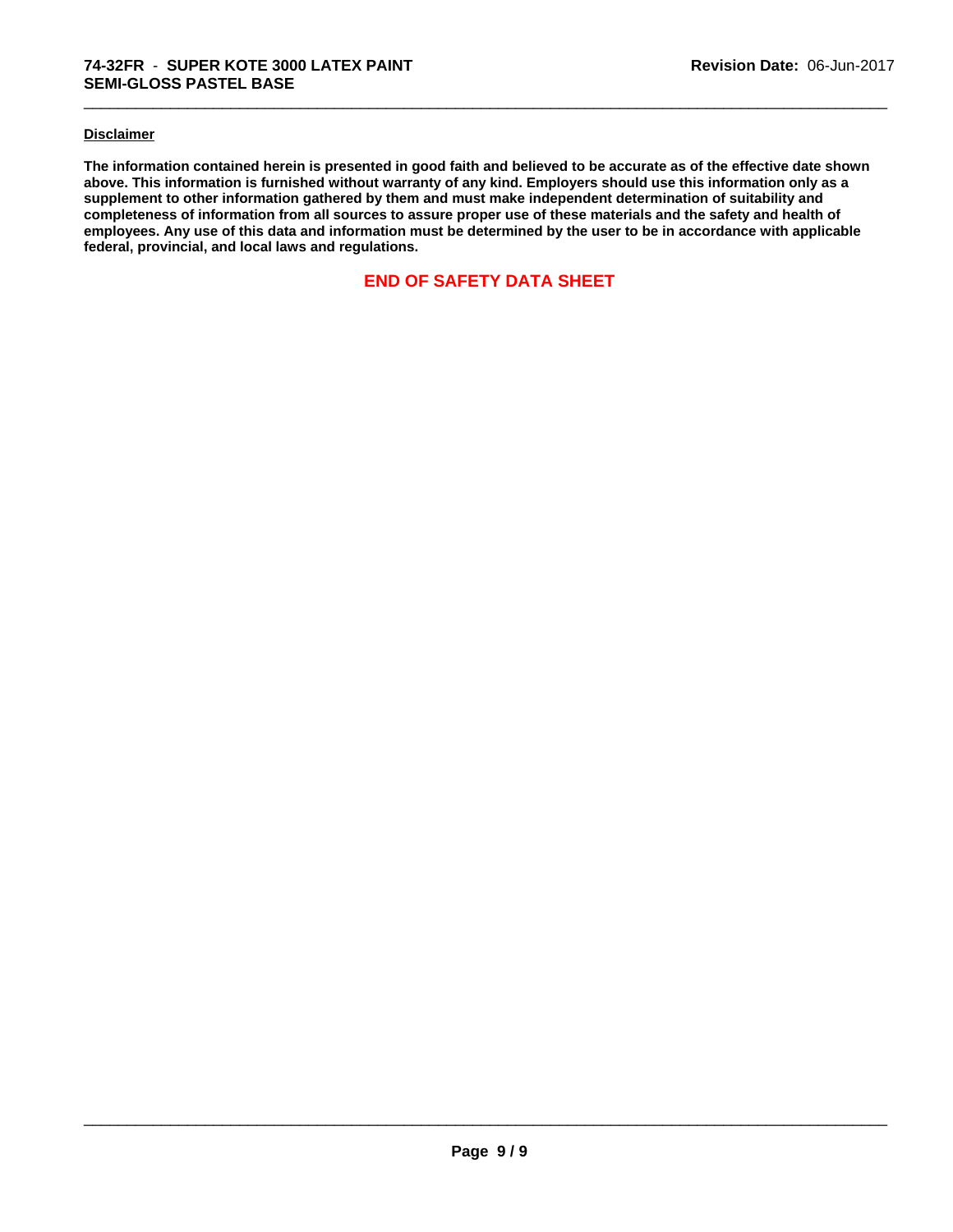**Disclaimer**

**The information contained herein is presented in good faith and believed to be accurate as of the effective date shown above. This information is furnished without warranty of any kind. Employers should use this information only as a supplement to other information gathered by them and must make independent determination of suitability and completeness of information from all sources to assure proper use of these materials and the safety and health of employees. Any use of this data and information must be determined by the user to be in accordance with applicable federal, provincial, and local laws and regulations.**

**END OF SAFETY DATA SHEET**